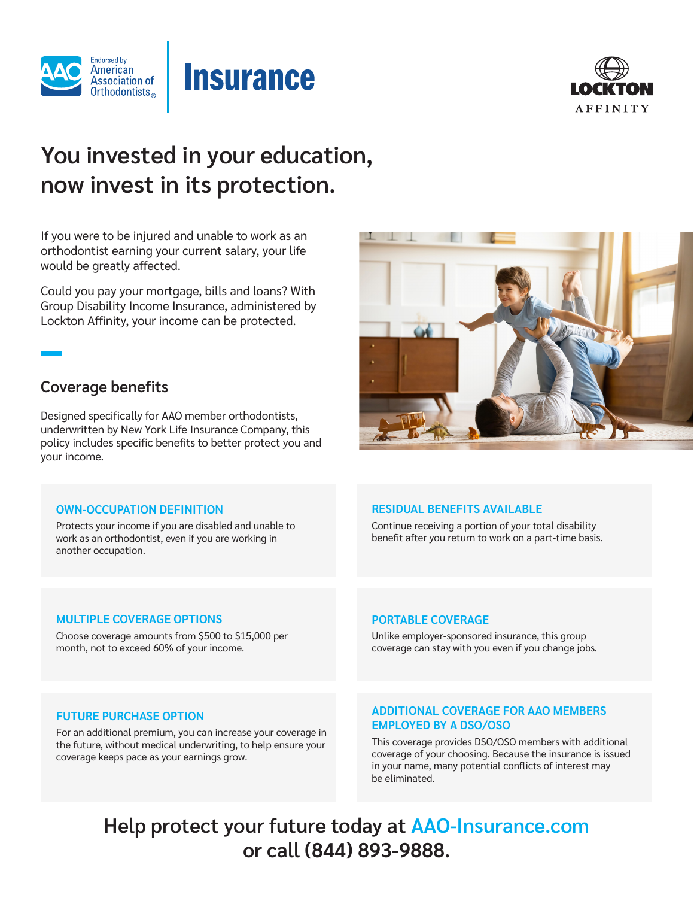Endorsed by American Association of Orthodontists®

# Insurance

LOCKTON AFFINITY

## You invested in your education, now invest in its protection.

If you were to be injured and unable to work as an orthodontist earning your current salary, your life would be greatly affected.

Could you pay your mortgage, bills and loans? With Group Disability Income Insurance, administered by Lockton Affinity, your income can be protected.

### Coverage benefits

Designed specifically for AAO member orthodontists, underwritten by New York Life Insurance Company, this policy includes specific benefits to better protect you and your income.

**OWN-OCCUPATION DEFINITION**

Protects your income if you are disabled and unable to work as an orthodontist, even if you are working in another occupation.

**RESIDUAL BENEFITS AVAILABLE**

Continue receiving a portion of your total disability benefit after you return to work on a part-time basis.

**MULTIPLE COVERAGE OPTIONS**

Choose coverage amounts from $500 to $15,000 per month, not to exceed 60% of your income.

**PORTABLE COVERAGE**

Unlike employer-sponsored insurance, this group coverage can stay with you even if you change jobs.

**FUTURE PURCHASE OPTION**

For an additional premium, you can increase your coverage in the future, without medical underwriting, to help ensure your coverage keeps pace as your earnings grow.

**ADDITIONAL COVERAGE FOR AAO MEMBERS EMPLOYED BY A DSO/OSO**

This coverage provides DSO/OSO members with additional coverage of your choosing. Because the insurance is issued in your name, many potential conflicts of interest may be eliminated.

**Help protect your future today at AAO-Insurance.com or call (844) 893-9888.**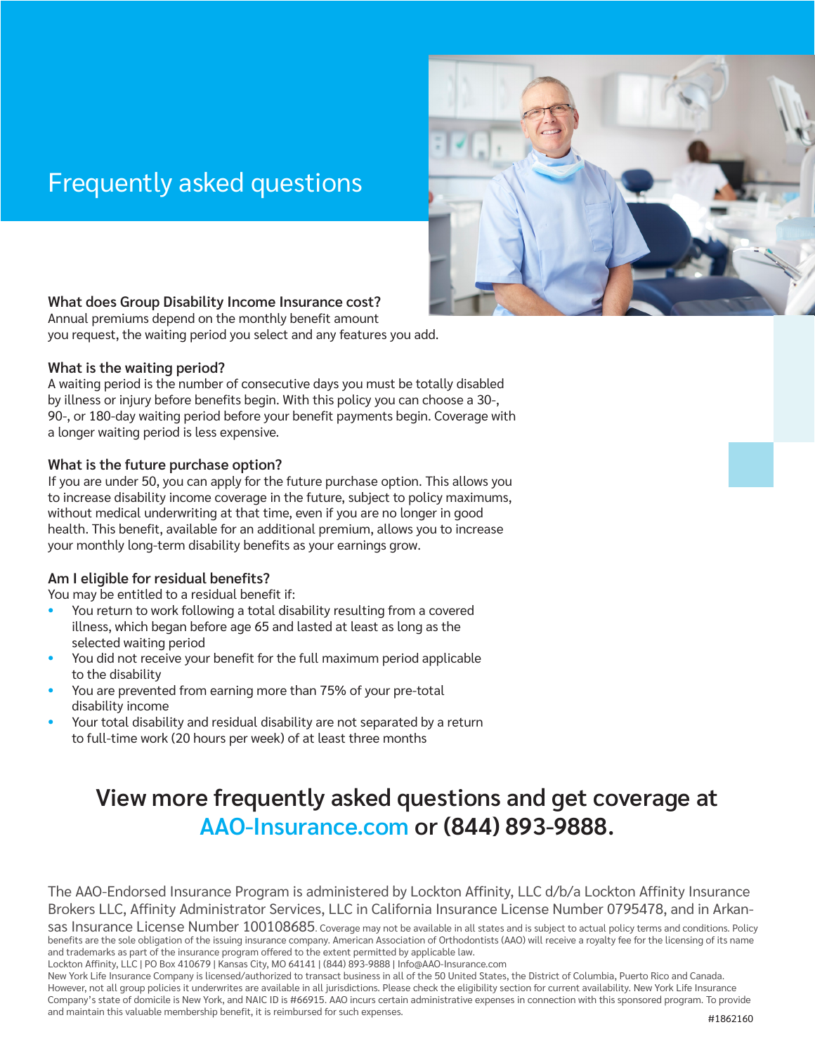# Frequently asked questions

**What does Group Disability Income Insurance cost?**
Annual premiums depend on the monthly benefit amount you request, the waiting period you select and any features you add.

**What is the waiting period?**
A waiting period is the number of consecutive days you must be totally disabled by illness or injury before benefits begin. With this policy you can choose a 30-, 90-, or 180-day waiting period before your benefit payments begin. Coverage with a longer waiting period is less expensive.

**What is the future purchase option?**
If you are under 50, you can apply for the future purchase option. This allows you to increase disability income coverage in the future, subject to policy maximums, without medical underwriting at that time, even if you are no longer in good health. This benefit, available for an additional premium, allows you to increase your monthly long-term disability benefits as your earnings grow.

**Am I eligible for residual benefits?**
You may be entitled to a residual benefit if:

- You return to work following a total disability resulting from a covered illness, which began before age 65 and lasted at least as long as the selected waiting period
- You did not receive your benefit for the full maximum period applicable to the disability
- You are prevented from earning more than 75% of your pre-total disability income
- Your total disability and residual disability are not separated by a return to full-time work (20 hours per week) of at least three months

## View more frequently asked questions and get coverage at AAO-Insurance.com or (844) 893-9888.

The AAO-Endorsed Insurance Program is administered by Lockton Affinity, LLC d/b/a Lockton Affinity Insurance Brokers LLC, Affinity Administrator Services, LLC in California Insurance License Number 0795478, and in Arkansas Insurance License Number 100108685. Coverage may not be available in all states and is subject to actual policy terms and conditions. Policy benefits are the sole obligation of the issuing insurance company. American Association of Orthodontists (AAO) will receive a royalty fee for the licensing of its name and trademarks as part of the insurance program offered to the extent permitted by applicable law.
Lockton Affinity, LLC | PO Box 410679 | Kansas City, MO 64141 | (844) 893-9888 | Info@AAO-Insurance.com
New York Life Insurance Company is licensed/authorized to transact business in all of the 50 United States, the District of Columbia, Puerto Rico and Canada. However, not all group policies it underwrites are available in all jurisdictions. Please check the eligibility section for current availability. New York Life Insurance Company's state of domicile is New York, and NAIC ID is #66915. AAO incurs certain administrative expenses in connection with this sponsored program. To provide and maintain this valuable membership benefit, it is reimbursed for such expenses.

#1862160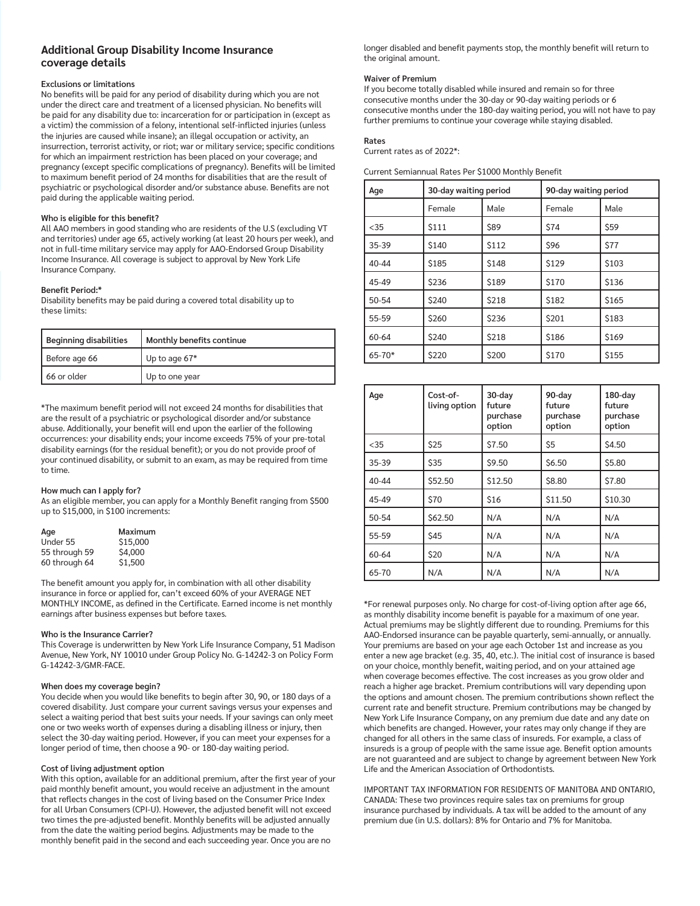## Additional Group Disability Income Insurance coverage details

**Exclusions or limitations**

No benefits will be paid for any period of disability during which you are not under the direct care and treatment of a licensed physician. No benefits will be paid for any disability due to: incarceration for or participation in (except as a victim) the commission of a felony, intentional self-inflicted injuries (unless the injuries are caused while insane); an illegal occupation or activity, an insurrection, terrorist activity, or riot; war or military service; specific conditions for which an impairment restriction has been placed on your coverage; and pregnancy (except specific complications of pregnancy). Benefits will be limited to maximum benefit period of 24 months for disabilities that are the result of psychiatric or psychological disorder and/or substance abuse. Benefits are not paid during the applicable waiting period.

**Who is eligible for this benefit?**

All AAO members in good standing who are residents of the U.S (excluding VT and territories) under age 65, actively working (at least 20 hours per week), and not in full-time military service may apply for AAO-Endorsed Group Disability Income Insurance. All coverage is subject to approval by New York Life Insurance Company.

**Benefit Period:***

Disability benefits may be paid during a covered total disability up to these limits:

| Beginning disabilities | Monthly benefits continue |
|---|---|
| Before age 66 | Up to age 67* |
| 66 or older | Up to one year |

*The maximum benefit period will not exceed 24 months for disabilities that are the result of a psychiatric or psychological disorder and/or substance abuse. Additionally, your benefit will end upon the earlier of the following occurrences: your disability ends; your income exceeds 75% of your pre-total disability earnings (for the residual benefit); or you do not provide proof of your continued disability, or submit to an exam, as may be required from time to time.

**How much can I apply for?**

As an eligible member, you can apply for a Monthly Benefit ranging from $500 up to $15,000, in $100 increments:

| Age | Maximum |
|---|---|
| Under 55 | $15,000 |
| 55 through 59 | $4,000 |
| 60 through 64 | $1,500 |

The benefit amount you apply for, in combination with all other disability insurance in force or applied for, can't exceed 60% of your AVERAGE NET MONTHLY INCOME, as defined in the Certificate. Earned income is net monthly earnings after business expenses but before taxes.

**Who is the Insurance Carrier?**

This Coverage is underwritten by New York Life Insurance Company, 51 Madison Avenue, New York, NY 10010 under Group Policy No. G-14242-3 on Policy Form G-14242-3/GMR-FACE.

**When does my coverage begin?**

You decide when you would like benefits to begin after 30, 90, or 180 days of a covered disability. Just compare your current savings versus your expenses and select a waiting period that best suits your needs. If your savings can only meet one or two weeks worth of expenses during a disabling illness or injury, then select the 30-day waiting period. However, if you can meet your expenses for a longer period of time, then choose a 90- or 180-day waiting period.

**Cost of living adjustment option**

With this option, available for an additional premium, after the first year of your paid monthly benefit amount, you would receive an adjustment in the amount that reflects changes in the cost of living based on the Consumer Price Index for all Urban Consumers (CPI-U). However, the adjusted benefit will not exceed two times the pre-adjusted benefit. Monthly benefits will be adjusted annually from the date the waiting period begins. Adjustments may be made to the monthly benefit paid in the second and each succeeding year. Once you are no longer disabled and benefit payments stop, the monthly benefit will return to the original amount.

**Waiver of Premium**

If you become totally disabled while insured and remain so for three consecutive months under the 30-day or 90-day waiting periods or 6 consecutive months under the 180-day waiting period, you will not have to pay further premiums to continue your coverage while staying disabled.

**Rates**

Current rates as of 2022*:

Current Semiannual Rates Per $1000 Monthly Benefit

| Age | 30-day waiting period | | 90-day waiting period | |
|---|---|---|---|---|
| | Female | Male | Female | Male |
| <35 | $111 | $89 | $74 | $59 |
| 35-39 | $140 | $112 | $96 | $77 |
| 40-44 | $185 | $148 | $129 | $103 |
| 45-49 | $236 | $189 | $170 | $136 |
| 50-54 | $240 | $218 | $182 | $165 |
| 55-59 | $260 | $236 | $201 | $183 |
| 60-64 | $240 | $218 | $186 | $169 |
| 65-70* | $220 | $200 | $170 | $155 |

| Age | Cost-of-living option | 30-day future purchase option | 90-day future purchase option | 180-day future purchase option |
|---|---|---|---|---|
| <35 | $25 | $7.50 | $5 | $4.50 |
| 35-39 | $35 | $9.50 | $6.50 | $5.80 |
| 40-44 | $52.50 | $12.50 | $8.80 | $7.80 |
| 45-49 | $70 | $16 | $11.50 | $10.30 |
| 50-54 | $62.50 | N/A | N/A | N/A |
| 55-59 | $45 | N/A | N/A | N/A |
| 60-64 | $20 | N/A | N/A | N/A |
| 65-70 | N/A | N/A | N/A | N/A |

*For renewal purposes only. No charge for cost-of-living option after age 66, as monthly disability income benefit is payable for a maximum of one year. Actual premiums may be slightly different due to rounding. Premiums for this AAO-Endorsed insurance can be payable quarterly, semi-annually, or annually. Your premiums are based on your age each October 1st and increase as you enter a new age bracket (e.g. 35, 40, etc.). The initial cost of insurance is based on your choice, monthly benefit, waiting period, and on your attained age when coverage becomes effective. The cost increases as you grow older and reach a higher age bracket. Premium contributions will vary depending upon the options and amount chosen. The premium contributions shown reflect the current rate and benefit structure. Premium contributions may be changed by New York Life Insurance Company, on any premium due date and any date on which benefits are changed. However, your rates may only change if they are changed for all others in the same class of insureds. For example, a class of insureds is a group of people with the same issue age. Benefit option amounts are not guaranteed and are subject to change by agreement between New York Life and the American Association of Orthodontists.

IMPORTANT TAX INFORMATION FOR RESIDENTS OF MANITOBA AND ONTARIO, CANADA: These two provinces require sales tax on premiums for group insurance purchased by individuals. A tax will be added to the amount of any premium due (in U.S. dollars): 8% for Ontario and 7% for Manitoba.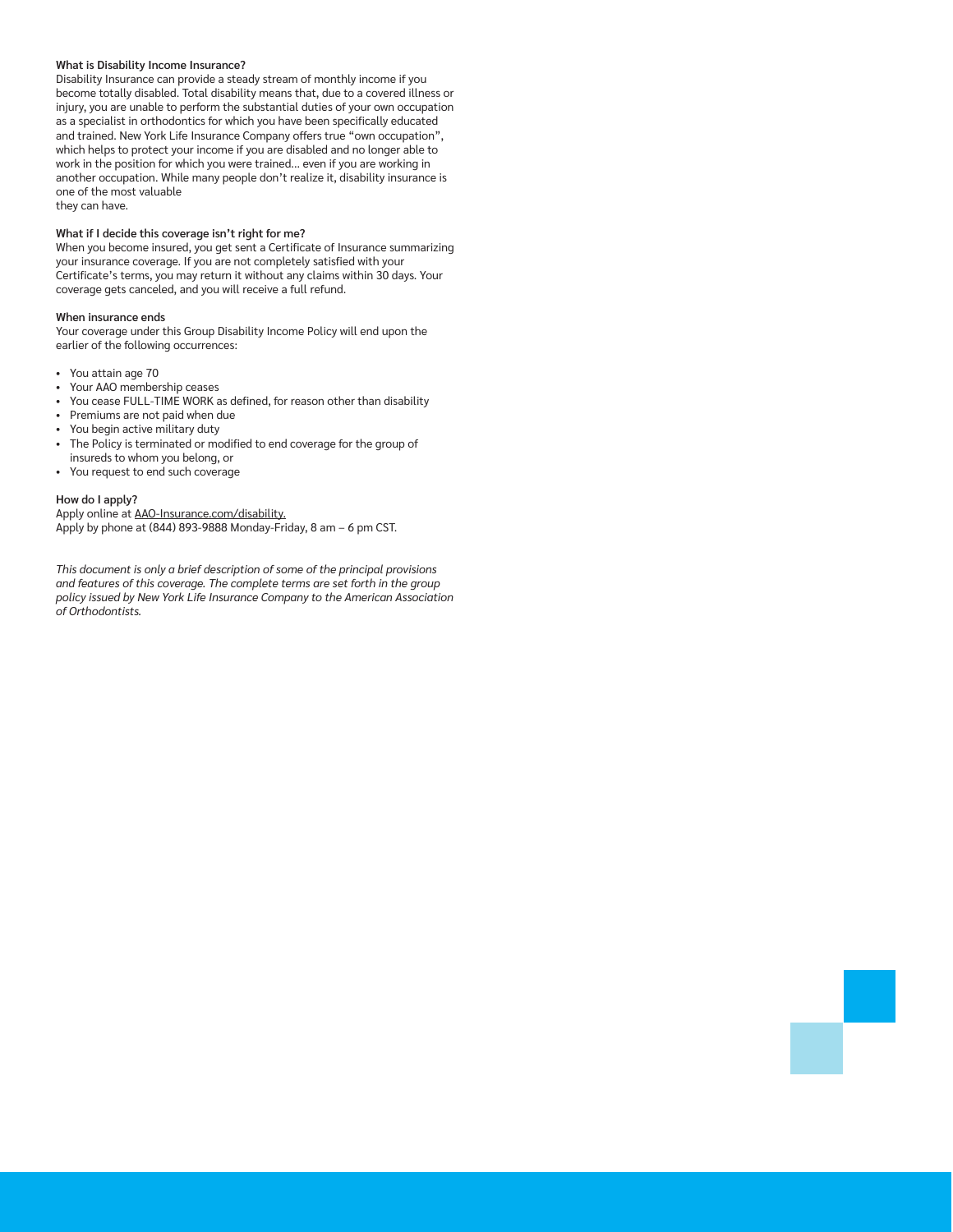### What is Disability Income Insurance?

Disability Insurance can provide a steady stream of monthly income if you become totally disabled. Total disability means that, due to a covered illness or injury, you are unable to perform the substantial duties of your own occupation as a specialist in orthodontics for which you have been specifically educated and trained. New York Life Insurance Company offers true "own occupation", which helps to protect your income if you are disabled and no longer able to work in the position for which you were trained... even if you are working in another occupation. While many people don't realize it, disability insurance is one of the most valuable they can have.

### What if I decide this coverage isn't right for me?

When you become insured, you get sent a Certificate of Insurance summarizing your insurance coverage. If you are not completely satisfied with your Certificate's terms, you may return it without any claims within 30 days. Your coverage gets canceled, and you will receive a full refund.

### When insurance ends

Your coverage under this Group Disability Income Policy will end upon the earlier of the following occurrences:

- You attain age 70
- Your AAO membership ceases
- You cease FULL-TIME WORK as defined, for reason other than disability
- Premiums are not paid when due
- You begin active military duty
- The Policy is terminated or modified to end coverage for the group of insureds to whom you belong, or
- You request to end such coverage

### How do I apply?

Apply online at AAO-Insurance.com/disability.
Apply by phone at (844) 893-9888 Monday-Friday, 8 am – 6 pm CST.

*This document is only a brief description of some of the principal provisions and features of this coverage. The complete terms are set forth in the group policy issued by New York Life Insurance Company to the American Association of Orthodontists.*